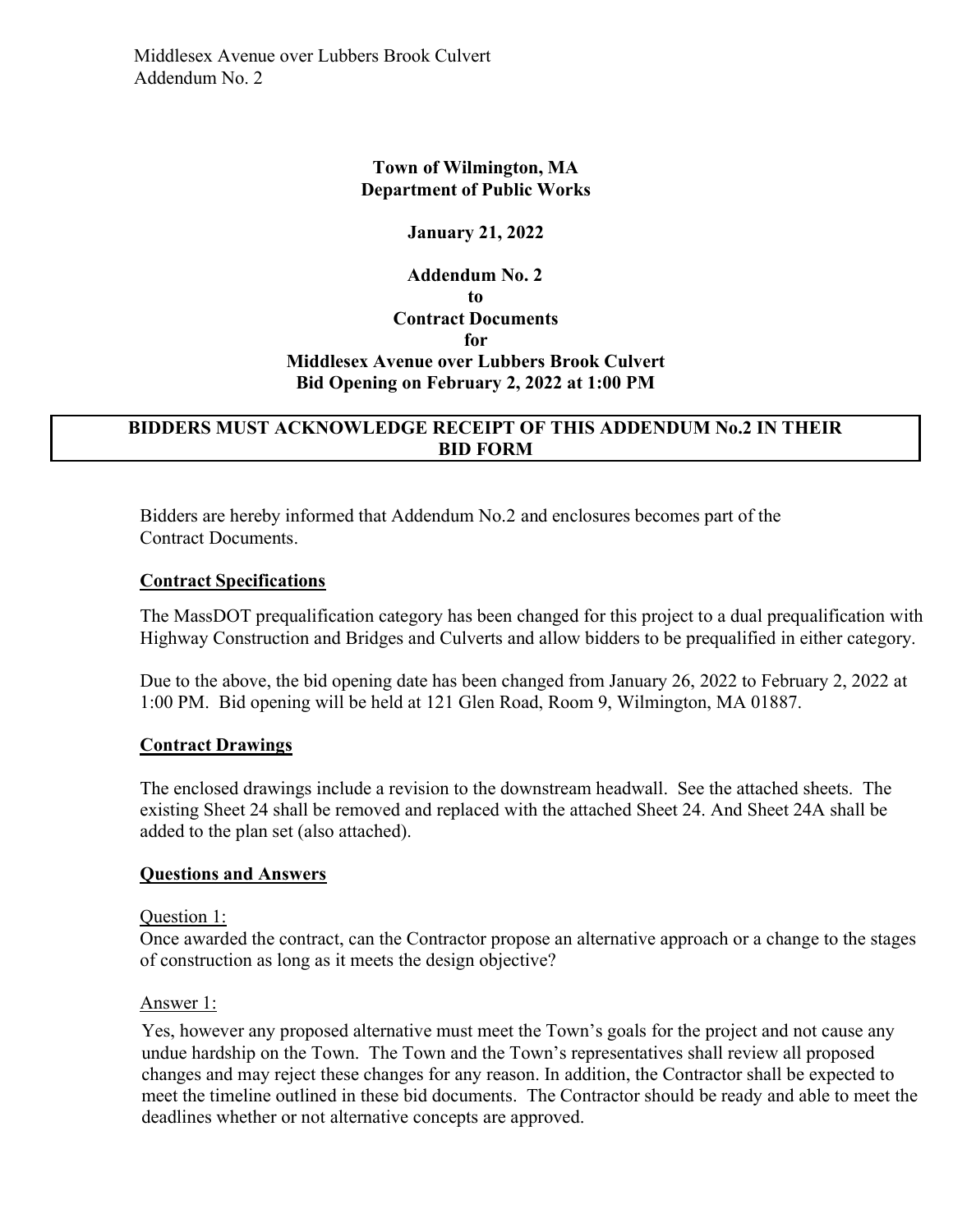**Town of Wilmington, MA**
**Department of Public Works**

**January 21, 2022**

**Addendum No. 2**
**to**
**Contract Documents**
**for**
**Middlesex Avenue over Lubbers Brook Culvert**
**Bid Opening on February 2, 2022 at 1:00 PM**

**BIDDERS MUST ACKNOWLEDGE RECEIPT OF THIS ADDENDUM No.2 IN THEIR BID FORM**

Bidders are hereby informed that Addendum No.2 and enclosures becomes part of the Contract Documents.

## Contract Specifications

The MassDOT prequalification category has been changed for this project to a dual prequalification with Highway Construction and Bridges and Culverts and allow bidders to be prequalified in either category.

Due to the above, the bid opening date has been changed from January 26, 2022 to February 2, 2022 at 1:00 PM. Bid opening will be held at 121 Glen Road, Room 9, Wilmington, MA 01887.

## Contract Drawings

The enclosed drawings include a revision to the downstream headwall. See the attached sheets. The existing Sheet 24 shall be removed and replaced with the attached Sheet 24. And Sheet 24A shall be added to the plan set (also attached).

## Questions and Answers

Question 1:

Once awarded the contract, can the Contractor propose an alternative approach or a change to the stages of construction as long as it meets the design objective?

Answer 1:

Yes, however any proposed alternative must meet the Town's goals for the project and not cause any undue hardship on the Town. The Town and the Town's representatives shall review all proposed changes and may reject these changes for any reason. In addition, the Contractor shall be expected to meet the timeline outlined in these bid documents. The Contractor should be ready and able to meet the deadlines whether or not alternative concepts are approved.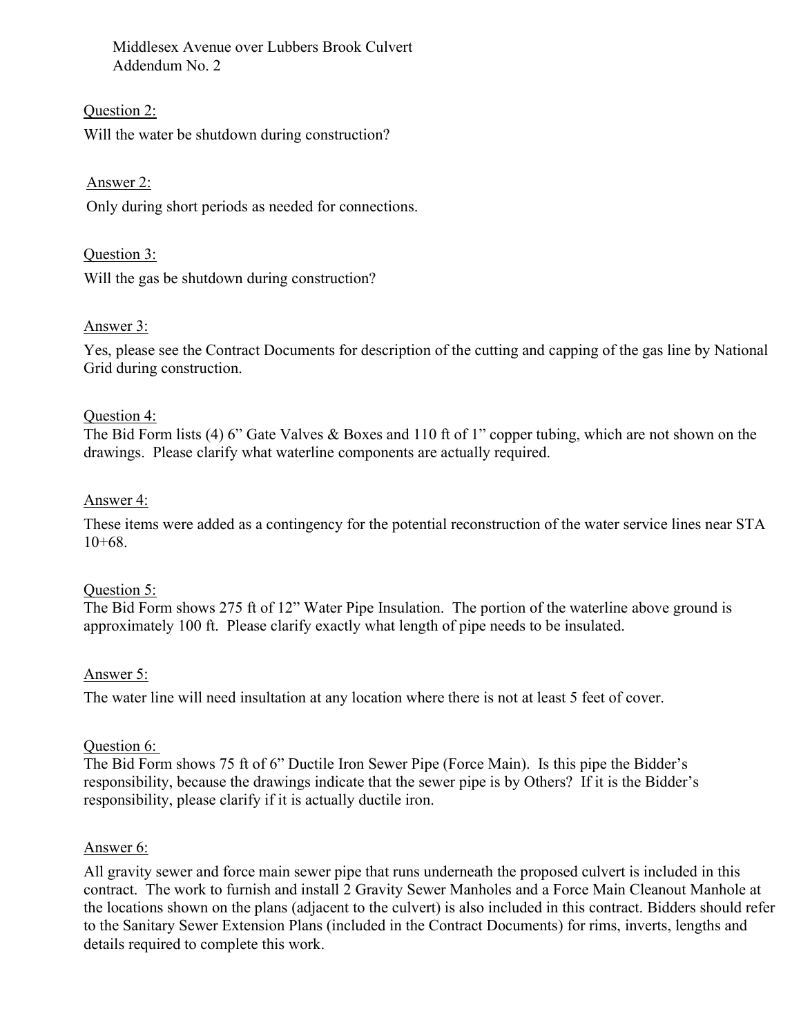Middlesex Avenue over Lubbers Brook Culvert
Addendum No. 2

Question 2:

Will the water be shutdown during construction?

Answer 2:

Only during short periods as needed for connections.

Question 3:

Will the gas be shutdown during construction?

Answer 3:

Yes, please see the Contract Documents for description of the cutting and capping of the gas line by National Grid during construction.

Question 4:

The Bid Form lists (4) 6" Gate Valves & Boxes and 110 ft of 1" copper tubing, which are not shown on the drawings. Please clarify what waterline components are actually required.

Answer 4:

These items were added as a contingency for the potential reconstruction of the water service lines near STA 10+68.

Question 5:

The Bid Form shows 275 ft of 12" Water Pipe Insulation. The portion of the waterline above ground is approximately 100 ft. Please clarify exactly what length of pipe needs to be insulated.

Answer 5:

The water line will need insultation at any location where there is not at least 5 feet of cover.

Question 6:

The Bid Form shows 75 ft of 6" Ductile Iron Sewer Pipe (Force Main). Is this pipe the Bidder's responsibility, because the drawings indicate that the sewer pipe is by Others? If it is the Bidder's responsibility, please clarify if it is actually ductile iron.

Answer 6:

All gravity sewer and force main sewer pipe that runs underneath the proposed culvert is included in this contract. The work to furnish and install 2 Gravity Sewer Manholes and a Force Main Cleanout Manhole at the locations shown on the plans (adjacent to the culvert) is also included in this contract. Bidders should refer to the Sanitary Sewer Extension Plans (included in the Contract Documents) for rims, inverts, lengths and details required to complete this work.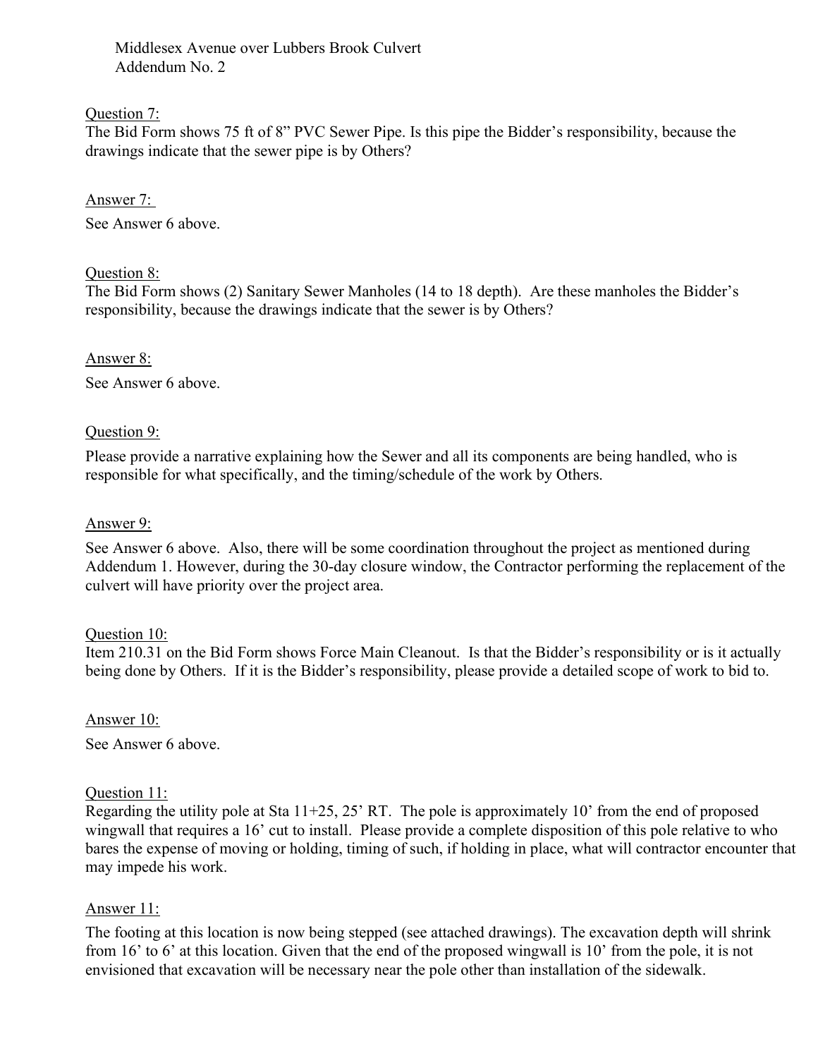Middlesex Avenue over Lubbers Brook Culvert
Addendum No. 2

Question 7:

The Bid Form shows 75 ft of 8" PVC Sewer Pipe. Is this pipe the Bidder's responsibility, because the drawings indicate that the sewer pipe is by Others?

Answer 7:

See Answer 6 above.

Question 8:

The Bid Form shows (2) Sanitary Sewer Manholes (14 to 18 depth). Are these manholes the Bidder's responsibility, because the drawings indicate that the sewer is by Others?

Answer 8:

See Answer 6 above.

Question 9:

Please provide a narrative explaining how the Sewer and all its components are being handled, who is responsible for what specifically, and the timing/schedule of the work by Others.

Answer 9:

See Answer 6 above. Also, there will be some coordination throughout the project as mentioned during Addendum 1. However, during the 30-day closure window, the Contractor performing the replacement of the culvert will have priority over the project area.

Question 10:

Item 210.31 on the Bid Form shows Force Main Cleanout. Is that the Bidder's responsibility or is it actually being done by Others. If it is the Bidder's responsibility, please provide a detailed scope of work to bid to.

Answer 10:

See Answer 6 above.

Question 11:

Regarding the utility pole at Sta 11+25, 25' RT. The pole is approximately 10' from the end of proposed wingwall that requires a 16' cut to install. Please provide a complete disposition of this pole relative to who bares the expense of moving or holding, timing of such, if holding in place, what will contractor encounter that may impede his work.

Answer 11:

The footing at this location is now being stepped (see attached drawings). The excavation depth will shrink from 16' to 6' at this location. Given that the end of the proposed wingwall is 10' from the pole, it is not envisioned that excavation will be necessary near the pole other than installation of the sidewalk.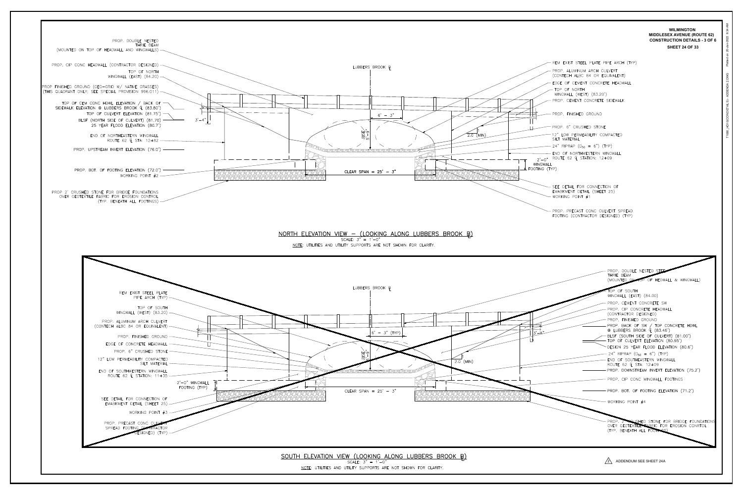# WILMINGTON
## MIDDLESEX AVENUE (ROUTE 62)
## CONSTRUCTION DETAILS - 3 OF 6
### SHEET 24 OF 33

## NORTH ELEVATION VIEW – (LOOKING ALONG LUBBERS BROOK ℄)

SCALE: 3" = 1'–0"

NOTE: UTILITIES AND UTILITY SUPPORTS ARE NOT SHOWN FOR CLARITY.

- PROP. DOUBLE NESTED THRIE BEAM (MOUNTED ON TOP OF HEADWALL AND WINGWALLS)
- PROP. CIP CONC HEADWALL (CONTRACTOR DESIGNED)
- TOP OF NORTH WINGWALL (EAST) (84.20')
- PROP FINISHED GROUND (GEO–GRID W/ NATIVE GRASSES) (THIS QUADRANT ONLY; SEE SPECIAL PROVISION 996.011)
- TOP OF CEM CONC HDWL ELEVATION / BACK OF SIDEWALK ELEVATION @ LUBBERS BROOK ℄ (83.80')
- TOP OF CULVERT ELEVATION (81.75')
- BLSF (NORTH SIDE OF CULVERT) (81.70)
- 25 YEAR FLOOD ELEVATION (80.7')
- END OF NORTHEASTERN WINGWALL ROUTE 62 ℄ STA: 12+82
- PROP. UPSTREAM INVERT ELEVATION (76.0')
- PROP. BOT. OF FOOTING ELEVATION (72.0')
- WORKING POINT #2
- PROP 2' CRUSHED STONE FOR BRIDGE FOUNDATIONS OVER GEOTEXTILE FABRIC FOR EROSION CONTROL (TYP. BENEATH ALL FOOTINGS)
- LUBBERS BROOK ℄
- 3'–4"
- 6' – 3"
- RISE 5'–9"
- CLEAR SPAN = 25' – 3"
- 2.0 (MIN)
- REM EXIST STEEL PLATE PIPE ARCH (TYP)
- PROP. ALUMINUM ARCH CULVERT (CONTECH ALBC 84 OR EQUIVALENT)
- EDGE OF CEMENT CONCRETE HEADWALL
- TOP OF NORTH WINGWALL (WEST) (83.20')
- PROP. CEMENT CONCRETE SIDEWALK
- PROP. FINISHED GROUND
- PROP. 6" CRUSHED STONE
- 12" LOW PERMEABILITY COMPACTED SILT MATERIAL
- 24" RIPRAP ($D_{50}$ = 6") (TYP)
- END OF NORTHWESTERN WINGWALL ROUTE 62 ℄ STATION: 12+09
- 2'–0" WINGWALL FOOTING (TYP)
- SEE DETAIL FOR CONNECTION OF EMABKMENT DETAIL (SHEET 25)
- WORKING POINT #1
- PROP. PRECAST CONC CULVERT SPREAD FOOTING (CONTRACTOR DESIGNED) (TYP)

## SOUTH ELEVATION VIEW (LOOKING ALONG LUBBERS BROOK ℄)

SCALE: 3" = 1'–0"

NOTE: UTILITIES AND UTILITY SUPPORTS ARE NOT SHOWN FOR CLARITY.

- REM EXIST STEEL PLATE PIPE ARCH (TYP)
- TOP OF SOUTH WINGWALL (WEST) (83.20)
- PROP. ALUMINUM ARCH CULVERT (CONTECH ALBC 84 OR EQUIVALENT)
- PROP. FINISHED GROUND
- EDGE OF CONCRETE HEADWALL
- PROP. 6" CRUSHED STONE
- 12" LOW PERMEABILITY COMPACTED SILT MATERIAL
- END OF SOUTHWESTERN WINGWALL ROUTE 62 ℄ STATION: 11+35
- 2'–0" WINGWALL FOOTING (TYP)
- SEE DETAIL FOR CONNECTION OF EMABKMENT DETAIL (SHEET 25)
- WORKING POINT #3
- PROP. PRECAST CONC CULVERT SPREAD FOOTING (CONTRACTOR DESIGNED) (TYP)
- LUBBERS BROOK ℄
- 6' – 3" (TYP)
- RISE 5'–9"
- CLEAR SPAN = 25' – 3"
- 2.0 (MIN)
- 3'–4"
- PROP. DOUBLE NESTED STEEL THRIE BEAM (MOUNTED ON TOP OF HEDWALL & WINGWALL)
- TOP OF SOUTH WINGWALL (EAST) (84.00)
- PROP. CEMENT CONCRETE SW
- PROP. CIP CONCRETE HEADWALL (CONTRACTOR DESIGNED)
- PROP. FINISHED GROUND
- PROP. BACK OF SW / TOP CONCRETE HDWL @ LUBBERS BROOK ℄ (83.46')
- BLSF (SOUTH SIDE OF CULVERT) (81.00')
- TOP OF CULVERT ELEVATION (80.95')
- DESIGN 25 YEAR FLOOD ELEVATION (80.6')
- 24" RIPRAP ($D_{50}$ = 6") (TYP)
- END OF SOUTHEASTERN WINGWALL ROUTE 62 ℄ STA: 12+09
- PROP. DOWNSTREAM INVERT ELEVATION (75.2')
- PROP. CIP CONC WINGWALL FOOTINGS
- PROP. BOT. OF FOOTING ELEVATION (71.2')
- WORKING POINT #4
- PROP. 2' CRUSHED STONE FOR BRIDGE FOUNDATIONS OVER GEOTEXTILE FABRIC FOR EROSION CONRTOL (TYP. BENEATH ALL FOOTINGS)

ADDENDUM SEE SHEET 24A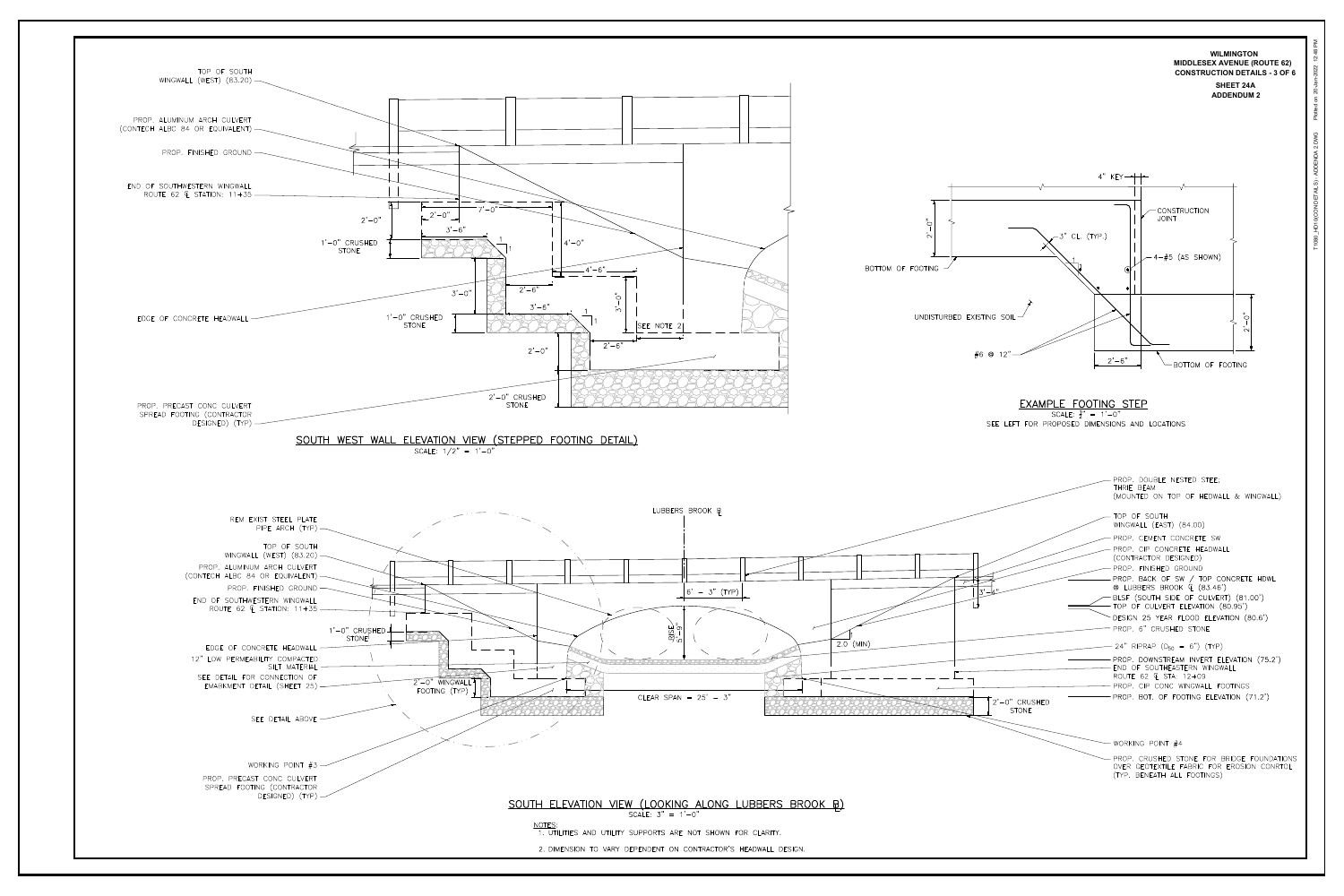WILMINGTON
MIDDLESEX AVENUE (ROUTE 62)
CONSTRUCTION DETAILS - 3 OF 6
SHEET 24A
ADDENDUM 2

TOP OF SOUTH WINGWALL (WEST) (83.20)

PROP. ALUMINUM ARCH CULVERT (CONTECH ALBC 84 OR EQUIVALENT)

PROP. FINISHED GROUND

END OF SOUTHWESTERN WINGWALL ROUTE 62 ℄ STATION: 11+35

EDGE OF CONCRETE HEADWALL

PROP. PRECAST CONC CULVERT SPREAD FOOTING (CONTRACTOR DESIGNED) (TYP)

2'-0"
2'-0"
7'-0"
3'-6"
1'-0" CRUSHED STONE
4'-0"
4'-6"
3'-0"
2'-6"
3'-6"
3'-0"
1'-0" CRUSHED STONE
SEE NOTE 2
2'-6"
2'-0"
2'-0" CRUSHED STONE

## SOUTH WEST WALL ELEVATION VIEW (STEPPED FOOTING DETAIL)

SCALE: 1/2" = 1'-0"

4" KEY
CONSTRUCTION JOINT
3" CL. (TYP.)
4-#5 (AS SHOWN)
2'-0"
BOTTOM OF FOOTING
UNDISTURBED EXISTING SOIL
#6 @ 12"
2'-6"
2'-0"
BOTTOM OF FOOTING

## EXAMPLE FOOTING STEP

SCALE: ½" = 1'-0"
SEE LEFT FOR PROPOSED DIMENSIONS AND LOCATIONS

LUBBERS BROOK ℄

REM EXIST STEEL PLATE PIPE ARCH (TYP)

TOP OF SOUTH WINGWALL (WEST) (83.20)

PROP. ALUMINUM ARCH CULVERT (CONTECH ALBC 84 OR EQUIVALENT)

PROP. FINISHED GROUND

END OF SOUTHWESTERN WINGWALL ROUTE 62 ℄ STATION: 11+35

1'-0" CRUSHED STONE

EDGE OF CONCRETE HEADWALL

12" LOW PERMEABILITY COMPACTED SILT MATERIAL

SEE DETAIL FOR CONNECTION OF EMABKMENT DETAIL (SHEET 25)

2'-0" WINGWALL FOOTING (TYP)

SEE DETAIL ABOVE

WORKING POINT #3

PROP. PRECAST CONC CULVERT SPREAD FOOTING (CONTRACTOR DESIGNED) (TYP)

6' - 3" (TYP)
RISE 5'-9"
CLEAR SPAN = 25' - 3"
2.0 (MIN)
3'-6"
2'-0" CRUSHED STONE

PROP. DOUBLE NESTED STEEL THRIE BEAM (MOUNTED ON TOP OF HEDWALL & WINGWALL)

TOP OF SOUTH WINGWALL (EAST) (84.00)

PROP. CEMENT CONCRETE SW

PROP. CIP CONCRETE HEADWALL (CONTRACTOR DESIGNED)

PROP. FINISHED GROUND

PROP. BACK OF SW / TOP CONCRETE HDWL @ LUBBERS BROOK ℄ (83.46')

BLSF (SOUTH SIDE OF CULVERT) (81.00')

TOP OF CULVERT ELEVATION (80.95')

DESIGN 25 YEAR FLOOD ELEVATION (80.6')

PROP. 6" CRUSHED STONE

24" RIPRAP ($D_{50}$ = 6") (TYP)

PROP. DOWNSTREAM INVERT ELEVATION (75.2')

END OF SOUTHEASTERN WINGWALL ROUTE 62 ℄ STA. 12+09

PROP. CIP CONC WINGWALL FOOTINGS

PROP. BOT. OF FOOTING ELEVATION (71.2')

WORKING POINT #4

PROP. CRUSHED STONE FOR BRIDGE FOUNDATIONS OVER GEOTEXTILE FABRIC FOR EROSION CONRTOL (TYP. BENEATH ALL FOOTINGS)

## SOUTH ELEVATION VIEW (LOOKING ALONG LUBBERS BROOK ℄)

SCALE: 3" = 1'-0"

NOTES:

1. UTILITIES AND UTILITY SUPPORTS ARE NOT SHOWN FOR CLARITY.
2. DIMENSION TO VARY DEPENDENT ON CONTRACTOR'S HEADWALL DESIGN.